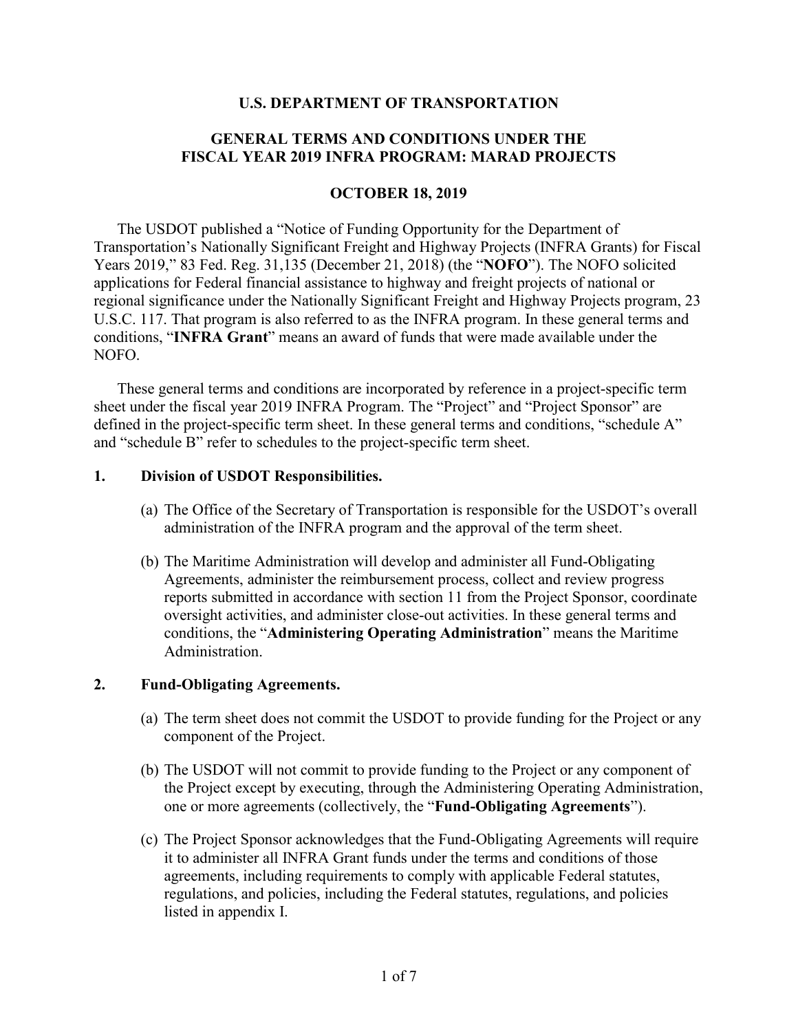# U.S. DEPARTMENT OF TRANSPORTATION

## GENERAL TERMS AND CONDITIONS UNDER THE FISCAL YEAR 2019 INFRA PROGRAM: MARAD PROJECTS

### OCTOBER 18, 2019

The USDOT published a "Notice of Funding Opportunity for the Department of Transportation's Nationally Significant Freight and Highway Projects (INFRA Grants) for Fiscal Years 2019," 83 Fed. Reg. 31,135 (December 21, 2018) (the "**NOFO**"). The NOFO solicited applications for Federal financial assistance to highway and freight projects of national or regional significance under the Nationally Significant Freight and Highway Projects program, 23 U.S.C. 117. That program is also referred to as the INFRA program. In these general terms and conditions, "**INFRA Grant**" means an award of funds that were made available under the NOFO.

These general terms and conditions are incorporated by reference in a project-specific term sheet under the fiscal year 2019 INFRA Program. The "Project" and "Project Sponsor" are defined in the project-specific term sheet. In these general terms and conditions, "schedule A" and "schedule B" refer to schedules to the project-specific term sheet.

**1. Division of USDOT Responsibilities.**

(a) The Office of the Secretary of Transportation is responsible for the USDOT's overall administration of the INFRA program and the approval of the term sheet.

(b) The Maritime Administration will develop and administer all Fund-Obligating Agreements, administer the reimbursement process, collect and review progress reports submitted in accordance with section 11 from the Project Sponsor, coordinate oversight activities, and administer close-out activities. In these general terms and conditions, the "**Administering Operating Administration**" means the Maritime Administration.

**2. Fund-Obligating Agreements.**

(a) The term sheet does not commit the USDOT to provide funding for the Project or any component of the Project.

(b) The USDOT will not commit to provide funding to the Project or any component of the Project except by executing, through the Administering Operating Administration, one or more agreements (collectively, the "**Fund-Obligating Agreements**").

(c) The Project Sponsor acknowledges that the Fund-Obligating Agreements will require it to administer all INFRA Grant funds under the terms and conditions of those agreements, including requirements to comply with applicable Federal statutes, regulations, and policies, including the Federal statutes, regulations, and policies listed in appendix I.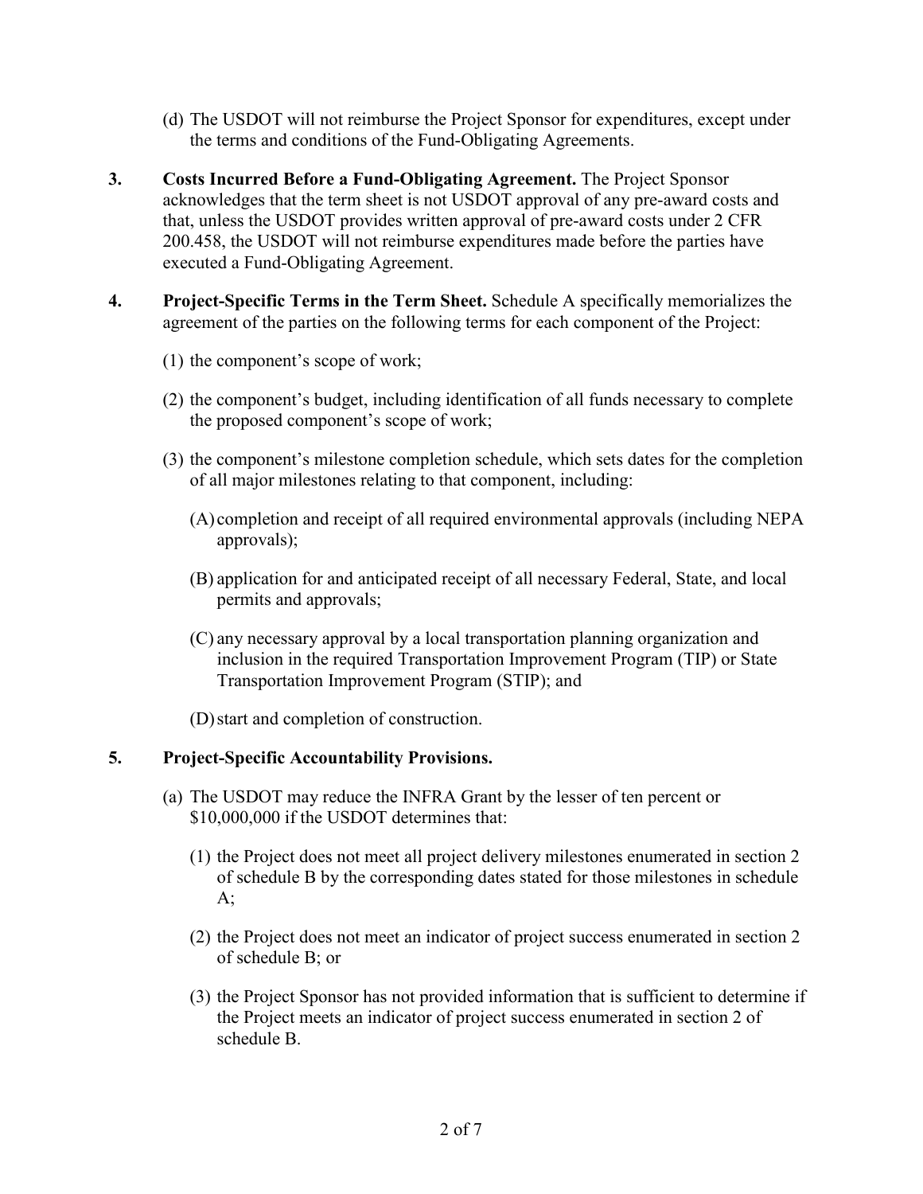(d) The USDOT will not reimburse the Project Sponsor for expenditures, except under the terms and conditions of the Fund-Obligating Agreements.

**3. Costs Incurred Before a Fund-Obligating Agreement.** The Project Sponsor acknowledges that the term sheet is not USDOT approval of any pre-award costs and that, unless the USDOT provides written approval of pre-award costs under 2 CFR 200.458, the USDOT will not reimburse expenditures made before the parties have executed a Fund-Obligating Agreement.

**4. Project-Specific Terms in the Term Sheet.** Schedule A specifically memorializes the agreement of the parties on the following terms for each component of the Project:

(1) the component's scope of work;

(2) the component's budget, including identification of all funds necessary to complete the proposed component's scope of work;

(3) the component's milestone completion schedule, which sets dates for the completion of all major milestones relating to that component, including:

(A) completion and receipt of all required environmental approvals (including NEPA approvals);

(B) application for and anticipated receipt of all necessary Federal, State, and local permits and approvals;

(C) any necessary approval by a local transportation planning organization and inclusion in the required Transportation Improvement Program (TIP) or State Transportation Improvement Program (STIP); and

(D) start and completion of construction.

**5. Project-Specific Accountability Provisions.**

(a) The USDOT may reduce the INFRA Grant by the lesser of ten percent or $10,000,000 if the USDOT determines that:

(1) the Project does not meet all project delivery milestones enumerated in section 2 of schedule B by the corresponding dates stated for those milestones in schedule A;

(2) the Project does not meet an indicator of project success enumerated in section 2 of schedule B; or

(3) the Project Sponsor has not provided information that is sufficient to determine if the Project meets an indicator of project success enumerated in section 2 of schedule B.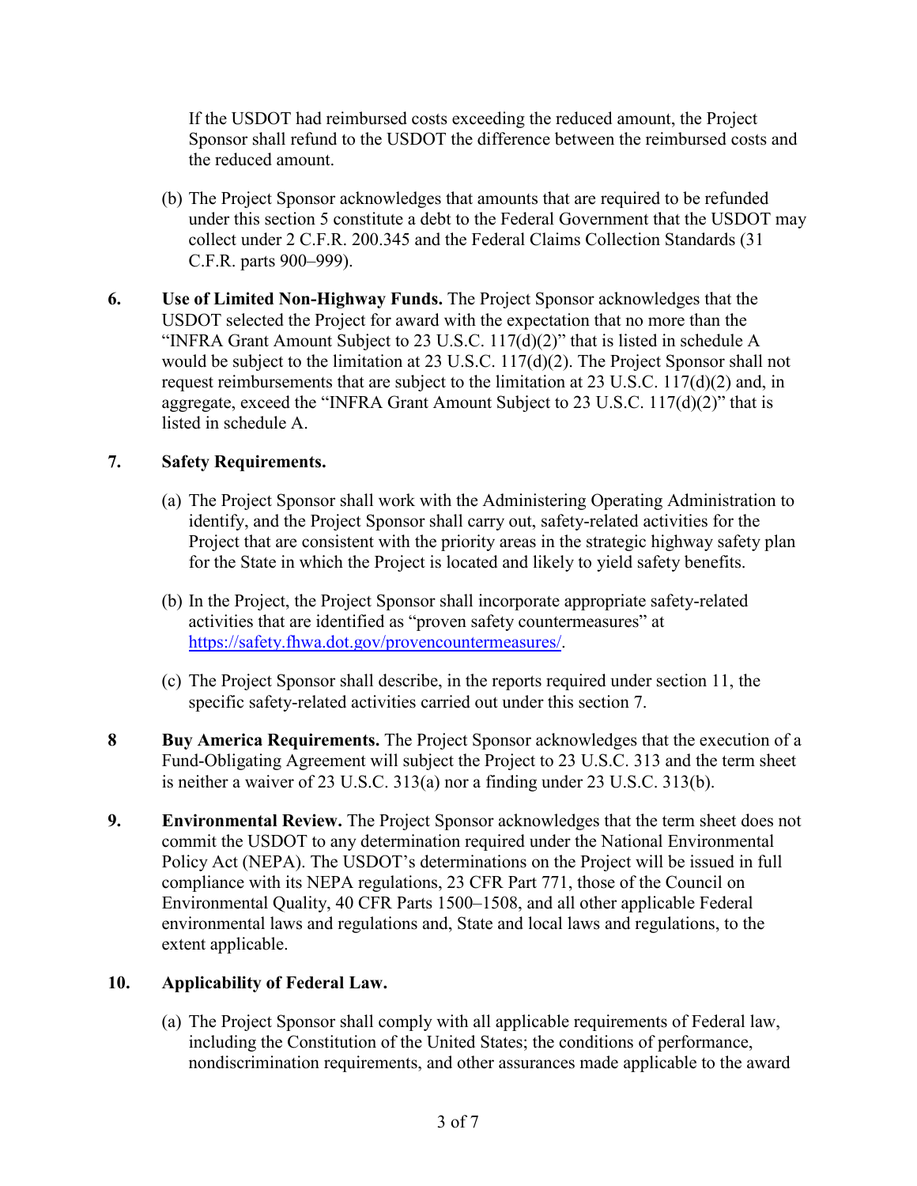If the USDOT had reimbursed costs exceeding the reduced amount, the Project Sponsor shall refund to the USDOT the difference between the reimbursed costs and the reduced amount.

(b) The Project Sponsor acknowledges that amounts that are required to be refunded under this section 5 constitute a debt to the Federal Government that the USDOT may collect under 2 C.F.R. 200.345 and the Federal Claims Collection Standards (31 C.F.R. parts 900–999).

**6. Use of Limited Non-Highway Funds.** The Project Sponsor acknowledges that the USDOT selected the Project for award with the expectation that no more than the "INFRA Grant Amount Subject to 23 U.S.C. 117(d)(2)" that is listed in schedule A would be subject to the limitation at 23 U.S.C. 117(d)(2). The Project Sponsor shall not request reimbursements that are subject to the limitation at 23 U.S.C. 117(d)(2) and, in aggregate, exceed the "INFRA Grant Amount Subject to 23 U.S.C. 117(d)(2)" that is listed in schedule A.

**7. Safety Requirements.**

(a) The Project Sponsor shall work with the Administering Operating Administration to identify, and the Project Sponsor shall carry out, safety-related activities for the Project that are consistent with the priority areas in the strategic highway safety plan for the State in which the Project is located and likely to yield safety benefits.

(b) In the Project, the Project Sponsor shall incorporate appropriate safety-related activities that are identified as "proven safety countermeasures" at https://safety.fhwa.dot.gov/provencountermeasures/.

(c) The Project Sponsor shall describe, in the reports required under section 11, the specific safety-related activities carried out under this section 7.

**8 Buy America Requirements.** The Project Sponsor acknowledges that the execution of a Fund-Obligating Agreement will subject the Project to 23 U.S.C. 313 and the term sheet is neither a waiver of 23 U.S.C. 313(a) nor a finding under 23 U.S.C. 313(b).

**9. Environmental Review.** The Project Sponsor acknowledges that the term sheet does not commit the USDOT to any determination required under the National Environmental Policy Act (NEPA). The USDOT's determinations on the Project will be issued in full compliance with its NEPA regulations, 23 CFR Part 771, those of the Council on Environmental Quality, 40 CFR Parts 1500–1508, and all other applicable Federal environmental laws and regulations and, State and local laws and regulations, to the extent applicable.

**10. Applicability of Federal Law.**

(a) The Project Sponsor shall comply with all applicable requirements of Federal law, including the Constitution of the United States; the conditions of performance, nondiscrimination requirements, and other assurances made applicable to the award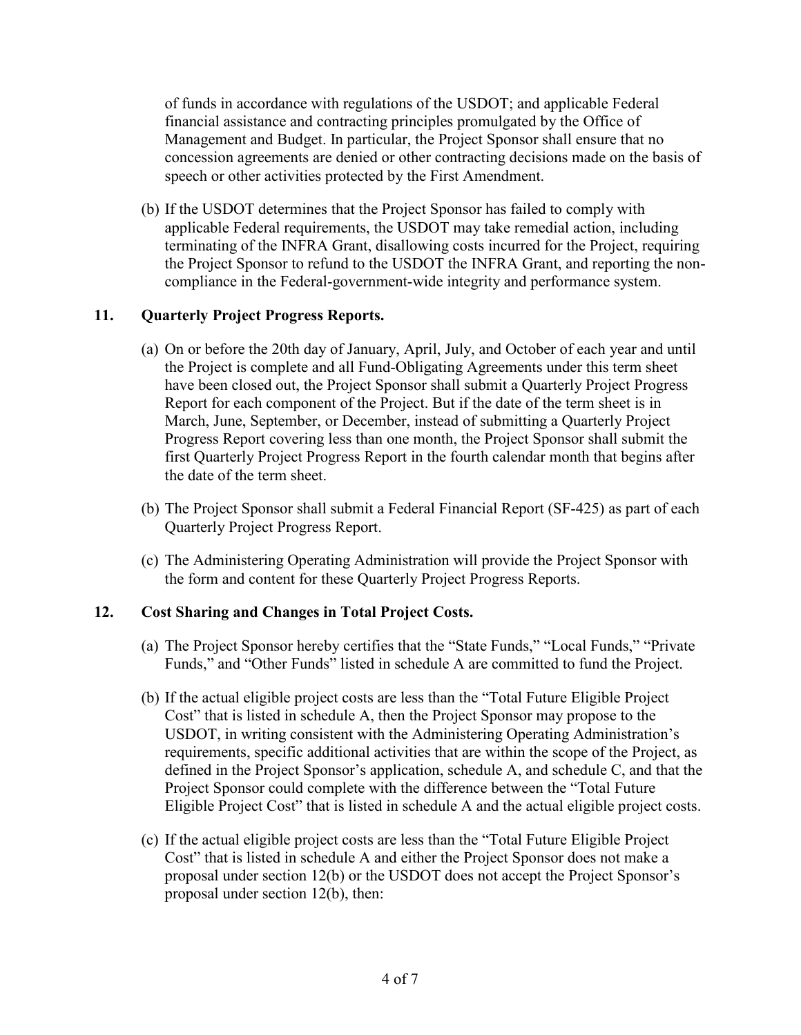of funds in accordance with regulations of the USDOT; and applicable Federal financial assistance and contracting principles promulgated by the Office of Management and Budget. In particular, the Project Sponsor shall ensure that no concession agreements are denied or other contracting decisions made on the basis of speech or other activities protected by the First Amendment.

(b) If the USDOT determines that the Project Sponsor has failed to comply with applicable Federal requirements, the USDOT may take remedial action, including terminating of the INFRA Grant, disallowing costs incurred for the Project, requiring the Project Sponsor to refund to the USDOT the INFRA Grant, and reporting the non-compliance in the Federal-government-wide integrity and performance system.

## 11. Quarterly Project Progress Reports.

(a) On or before the 20th day of January, April, July, and October of each year and until the Project is complete and all Fund-Obligating Agreements under this term sheet have been closed out, the Project Sponsor shall submit a Quarterly Project Progress Report for each component of the Project. But if the date of the term sheet is in March, June, September, or December, instead of submitting a Quarterly Project Progress Report covering less than one month, the Project Sponsor shall submit the first Quarterly Project Progress Report in the fourth calendar month that begins after the date of the term sheet.

(b) The Project Sponsor shall submit a Federal Financial Report (SF-425) as part of each Quarterly Project Progress Report.

(c) The Administering Operating Administration will provide the Project Sponsor with the form and content for these Quarterly Project Progress Reports.

## 12. Cost Sharing and Changes in Total Project Costs.

(a) The Project Sponsor hereby certifies that the "State Funds," "Local Funds," "Private Funds," and "Other Funds" listed in schedule A are committed to fund the Project.

(b) If the actual eligible project costs are less than the "Total Future Eligible Project Cost" that is listed in schedule A, then the Project Sponsor may propose to the USDOT, in writing consistent with the Administering Operating Administration's requirements, specific additional activities that are within the scope of the Project, as defined in the Project Sponsor's application, schedule A, and schedule C, and that the Project Sponsor could complete with the difference between the "Total Future Eligible Project Cost" that is listed in schedule A and the actual eligible project costs.

(c) If the actual eligible project costs are less than the "Total Future Eligible Project Cost" that is listed in schedule A and either the Project Sponsor does not make a proposal under section 12(b) or the USDOT does not accept the Project Sponsor's proposal under section 12(b), then: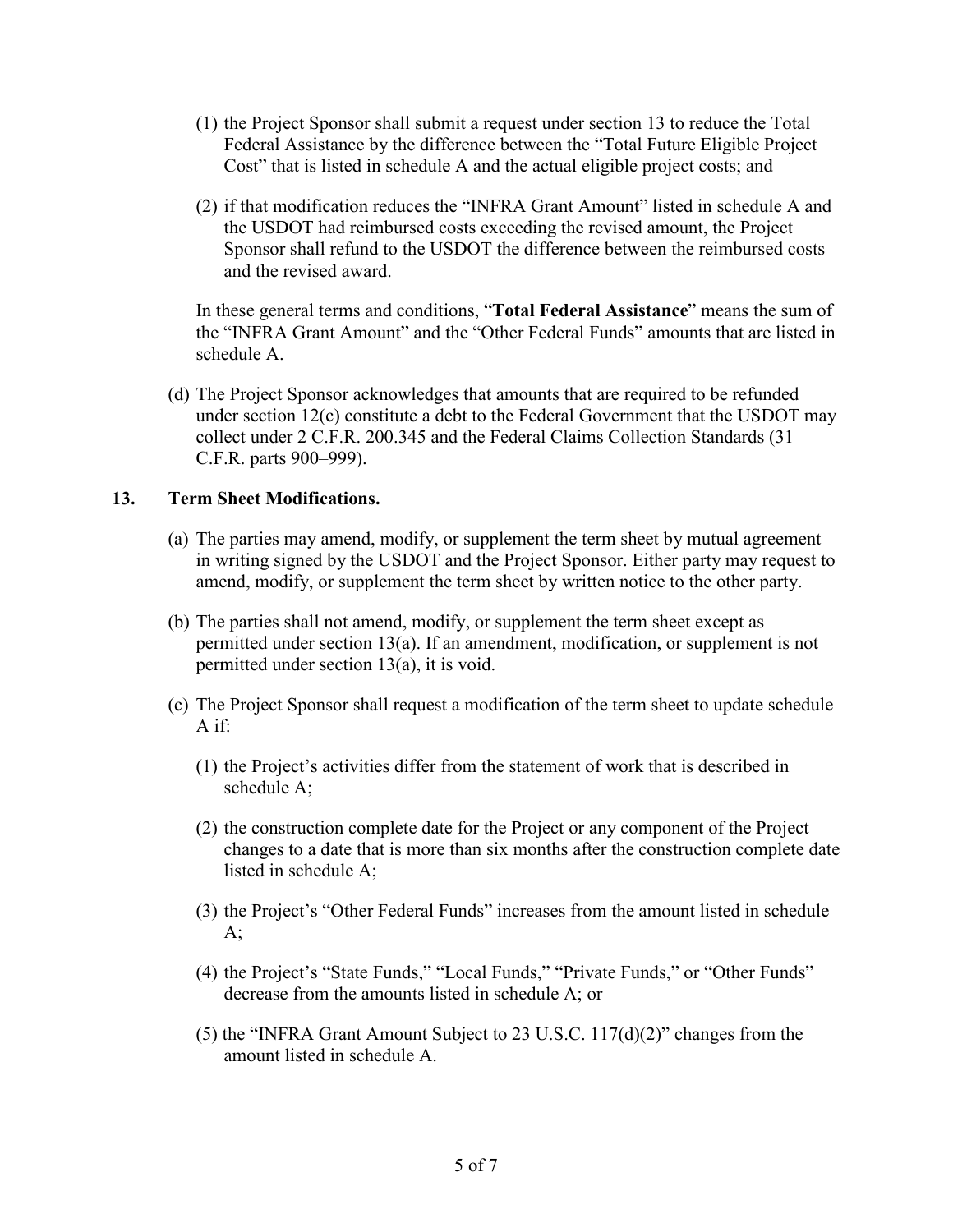(1) the Project Sponsor shall submit a request under section 13 to reduce the Total Federal Assistance by the difference between the "Total Future Eligible Project Cost" that is listed in schedule A and the actual eligible project costs; and

(2) if that modification reduces the "INFRA Grant Amount" listed in schedule A and the USDOT had reimbursed costs exceeding the revised amount, the Project Sponsor shall refund to the USDOT the difference between the reimbursed costs and the revised award.

In these general terms and conditions, "**Total Federal Assistance**" means the sum of the "INFRA Grant Amount" and the "Other Federal Funds" amounts that are listed in schedule A.

(d) The Project Sponsor acknowledges that amounts that are required to be refunded under section 12(c) constitute a debt to the Federal Government that the USDOT may collect under 2 C.F.R. 200.345 and the Federal Claims Collection Standards (31 C.F.R. parts 900–999).

## 13. Term Sheet Modifications.

(a) The parties may amend, modify, or supplement the term sheet by mutual agreement in writing signed by the USDOT and the Project Sponsor. Either party may request to amend, modify, or supplement the term sheet by written notice to the other party.

(b) The parties shall not amend, modify, or supplement the term sheet except as permitted under section 13(a). If an amendment, modification, or supplement is not permitted under section 13(a), it is void.

(c) The Project Sponsor shall request a modification of the term sheet to update schedule A if:

(1) the Project's activities differ from the statement of work that is described in schedule A;

(2) the construction complete date for the Project or any component of the Project changes to a date that is more than six months after the construction complete date listed in schedule A;

(3) the Project's "Other Federal Funds" increases from the amount listed in schedule A;

(4) the Project's "State Funds," "Local Funds," "Private Funds," or "Other Funds" decrease from the amounts listed in schedule A; or

(5) the "INFRA Grant Amount Subject to 23 U.S.C. 117(d)(2)" changes from the amount listed in schedule A.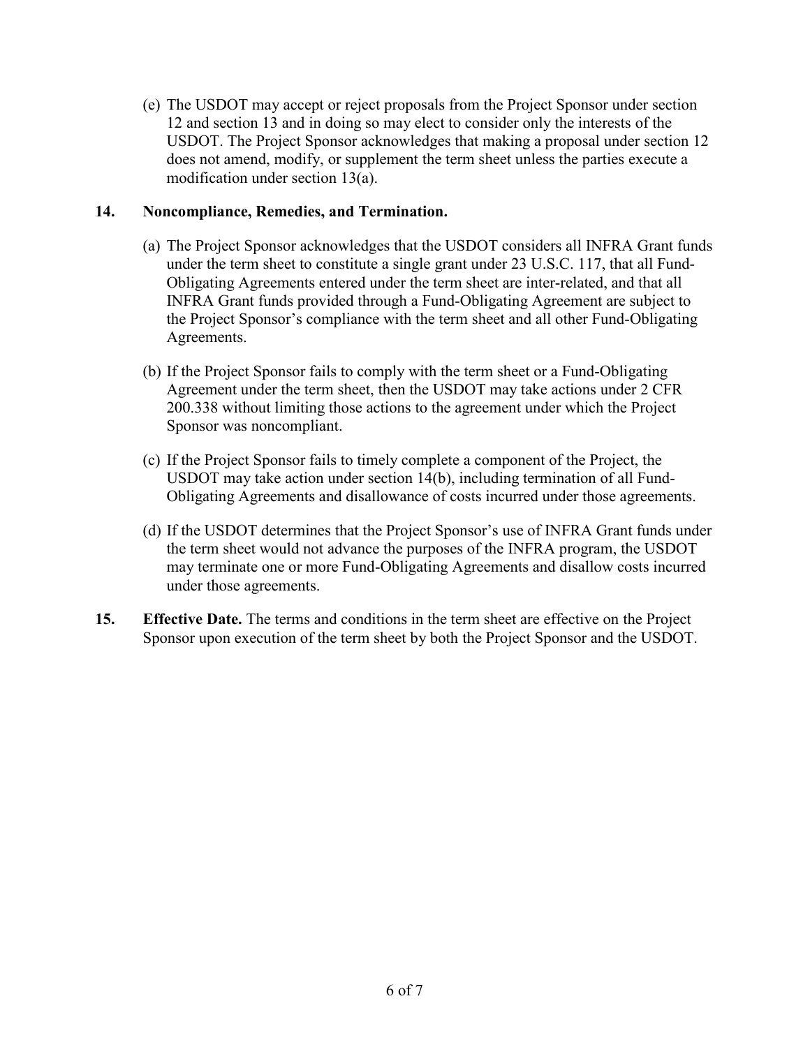(e) The USDOT may accept or reject proposals from the Project Sponsor under section 12 and section 13 and in doing so may elect to consider only the interests of the USDOT. The Project Sponsor acknowledges that making a proposal under section 12 does not amend, modify, or supplement the term sheet unless the parties execute a modification under section 13(a).

**14. Noncompliance, Remedies, and Termination.**

(a) The Project Sponsor acknowledges that the USDOT considers all INFRA Grant funds under the term sheet to constitute a single grant under 23 U.S.C. 117, that all Fund-Obligating Agreements entered under the term sheet are inter-related, and that all INFRA Grant funds provided through a Fund-Obligating Agreement are subject to the Project Sponsor's compliance with the term sheet and all other Fund-Obligating Agreements.

(b) If the Project Sponsor fails to comply with the term sheet or a Fund-Obligating Agreement under the term sheet, then the USDOT may take actions under 2 CFR 200.338 without limiting those actions to the agreement under which the Project Sponsor was noncompliant.

(c) If the Project Sponsor fails to timely complete a component of the Project, the USDOT may take action under section 14(b), including termination of all Fund-Obligating Agreements and disallowance of costs incurred under those agreements.

(d) If the USDOT determines that the Project Sponsor's use of INFRA Grant funds under the term sheet would not advance the purposes of the INFRA program, the USDOT may terminate one or more Fund-Obligating Agreements and disallow costs incurred under those agreements.

**15. Effective Date.** The terms and conditions in the term sheet are effective on the Project Sponsor upon execution of the term sheet by both the Project Sponsor and the USDOT.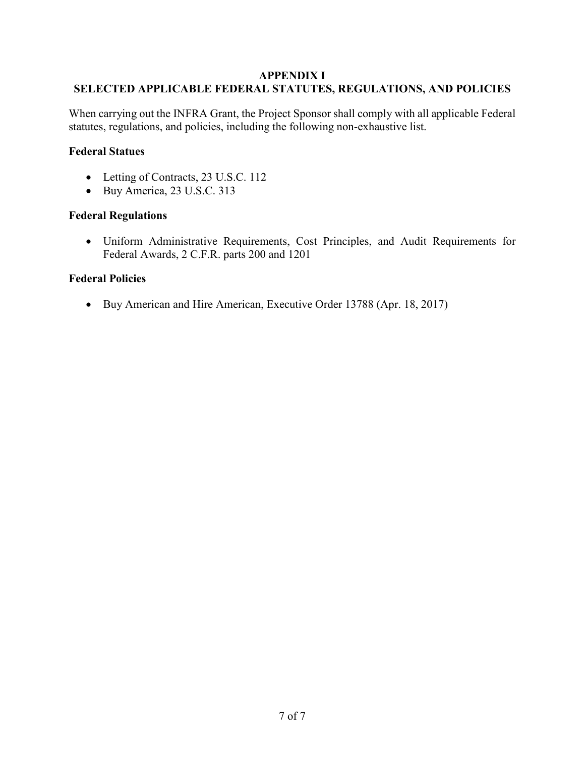# APPENDIX I
## SELECTED APPLICABLE FEDERAL STATUTES, REGULATIONS, AND POLICIES

When carrying out the INFRA Grant, the Project Sponsor shall comply with all applicable Federal statutes, regulations, and policies, including the following non-exhaustive list.

### Federal Statues

- Letting of Contracts, 23 U.S.C. 112
- Buy America, 23 U.S.C. 313

### Federal Regulations

- Uniform Administrative Requirements, Cost Principles, and Audit Requirements for Federal Awards, 2 C.F.R. parts 200 and 1201

### Federal Policies

- Buy American and Hire American, Executive Order 13788 (Apr. 18, 2017)